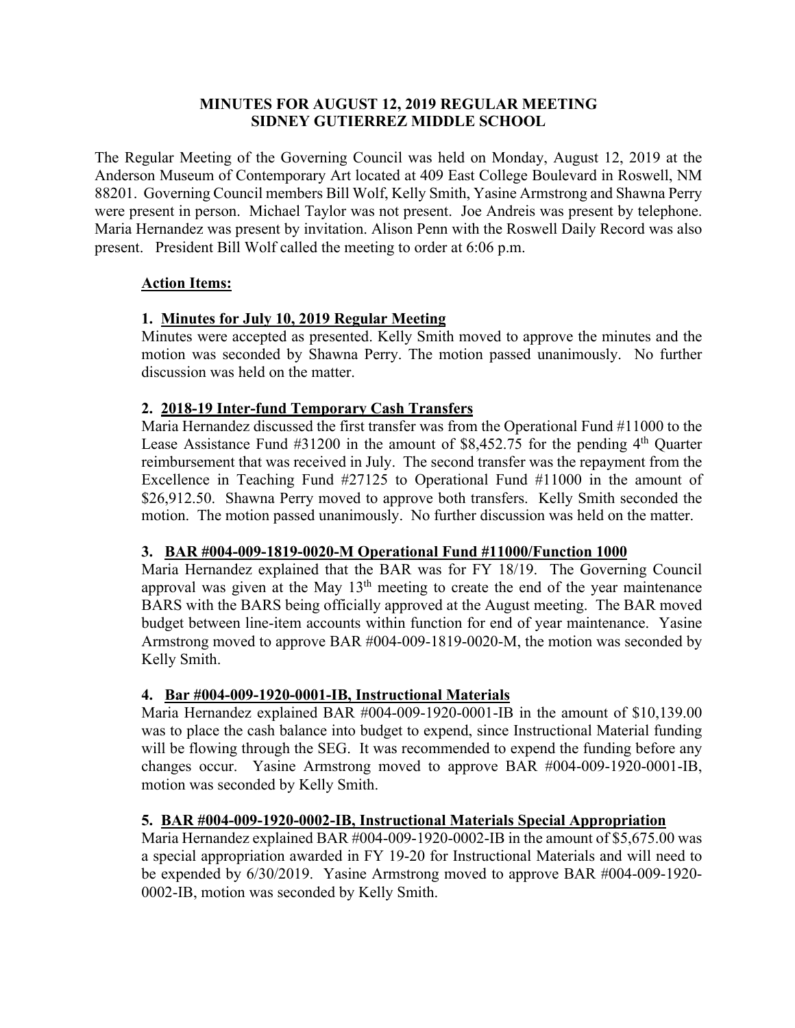**MINUTES FOR AUGUST 12, 2019 REGULAR MEETING**
**SIDNEY GUTIERREZ MIDDLE SCHOOL**

The Regular Meeting of the Governing Council was held on Monday, August 12, 2019 at the Anderson Museum of Contemporary Art located at 409 East College Boulevard in Roswell, NM 88201. Governing Council members Bill Wolf, Kelly Smith, Yasine Armstrong and Shawna Perry were present in person. Michael Taylor was not present. Joe Andreis was present by telephone. Maria Hernandez was present by invitation. Alison Penn with the Roswell Daily Record was also present. President Bill Wolf called the meeting to order at 6:06 p.m.

**Action Items:**

1. **Minutes for July 10, 2019 Regular Meeting**
Minutes were accepted as presented. Kelly Smith moved to approve the minutes and the motion was seconded by Shawna Perry. The motion passed unanimously. No further discussion was held on the matter.

2. **2018-19 Inter-fund Temporary Cash Transfers**
Maria Hernandez discussed the first transfer was from the Operational Fund #11000 to the Lease Assistance Fund #31200 in the amount of $8,452.75 for the pending 4th Quarter reimbursement that was received in July. The second transfer was the repayment from the Excellence in Teaching Fund #27125 to Operational Fund #11000 in the amount of $26,912.50. Shawna Perry moved to approve both transfers. Kelly Smith seconded the motion. The motion passed unanimously. No further discussion was held on the matter.

3. **BAR #004-009-1819-0020-M Operational Fund #11000/Function 1000**
Maria Hernandez explained that the BAR was for FY 18/19. The Governing Council approval was given at the May 13th meeting to create the end of the year maintenance BARS with the BARS being officially approved at the August meeting. The BAR moved budget between line-item accounts within function for end of year maintenance. Yasine Armstrong moved to approve BAR #004-009-1819-0020-M, the motion was seconded by Kelly Smith.

4. **Bar #004-009-1920-0001-IB, Instructional Materials**
Maria Hernandez explained BAR #004-009-1920-0001-IB in the amount of $10,139.00 was to place the cash balance into budget to expend, since Instructional Material funding will be flowing through the SEG. It was recommended to expend the funding before any changes occur. Yasine Armstrong moved to approve BAR #004-009-1920-0001-IB, motion was seconded by Kelly Smith.

5. **BAR #004-009-1920-0002-IB, Instructional Materials Special Appropriation**
Maria Hernandez explained BAR #004-009-1920-0002-IB in the amount of $5,675.00 was a special appropriation awarded in FY 19-20 for Instructional Materials and will need to be expended by 6/30/2019. Yasine Armstrong moved to approve BAR #004-009-1920-0002-IB, motion was seconded by Kelly Smith.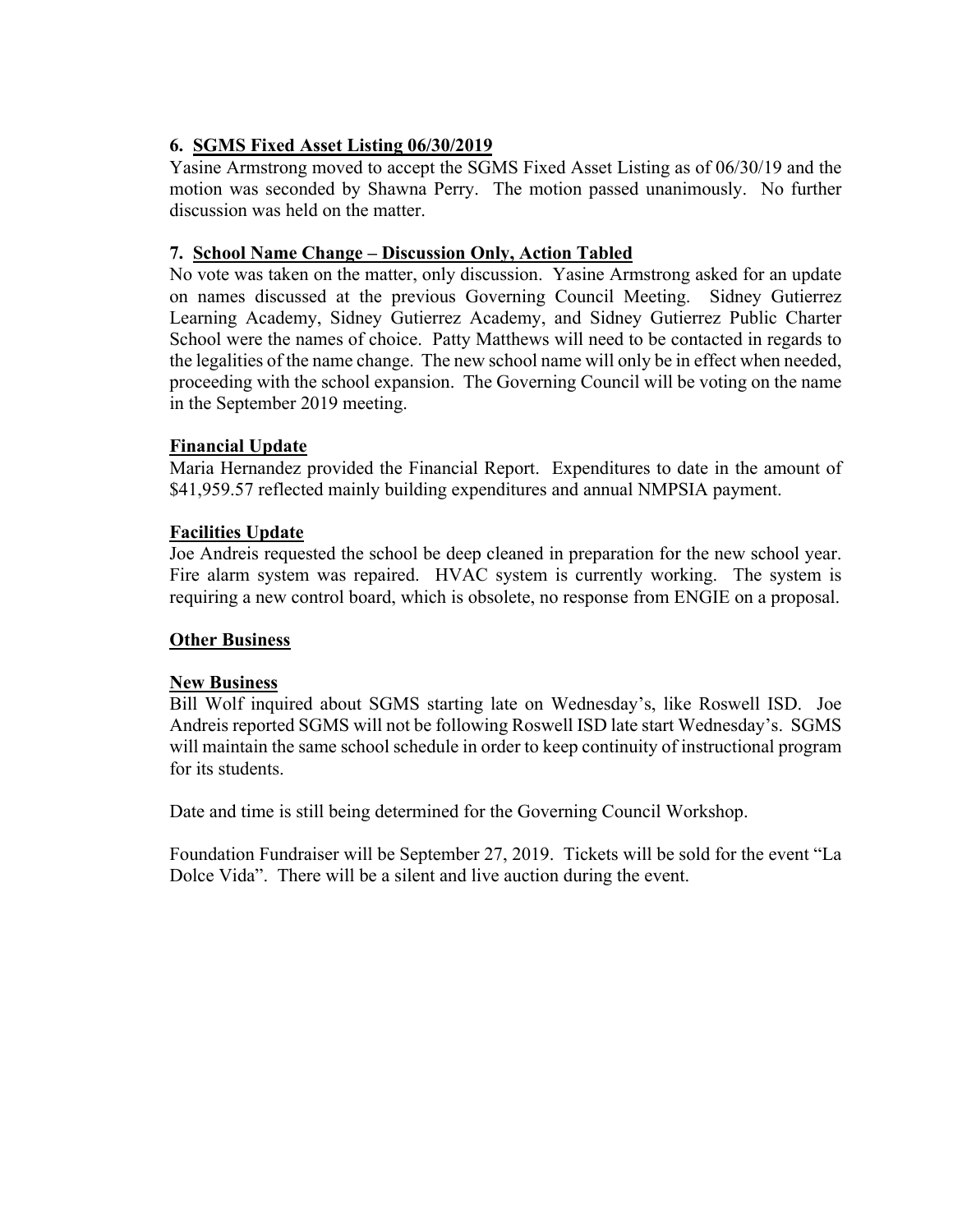**6. SGMS Fixed Asset Listing 06/30/2019**

Yasine Armstrong moved to accept the SGMS Fixed Asset Listing as of 06/30/19 and the motion was seconded by Shawna Perry. The motion passed unanimously. No further discussion was held on the matter.

**7. School Name Change – Discussion Only, Action Tabled**

No vote was taken on the matter, only discussion. Yasine Armstrong asked for an update on names discussed at the previous Governing Council Meeting. Sidney Gutierrez Learning Academy, Sidney Gutierrez Academy, and Sidney Gutierrez Public Charter School were the names of choice. Patty Matthews will need to be contacted in regards to the legalities of the name change. The new school name will only be in effect when needed, proceeding with the school expansion. The Governing Council will be voting on the name in the September 2019 meeting.

**Financial Update**

Maria Hernandez provided the Financial Report. Expenditures to date in the amount of $41,959.57 reflected mainly building expenditures and annual NMPSIA payment.

**Facilities Update**

Joe Andreis requested the school be deep cleaned in preparation for the new school year. Fire alarm system was repaired. HVAC system is currently working. The system is requiring a new control board, which is obsolete, no response from ENGIE on a proposal.

**Other Business**

**New Business**

Bill Wolf inquired about SGMS starting late on Wednesday's, like Roswell ISD. Joe Andreis reported SGMS will not be following Roswell ISD late start Wednesday's. SGMS will maintain the same school schedule in order to keep continuity of instructional program for its students.

Date and time is still being determined for the Governing Council Workshop.

Foundation Fundraiser will be September 27, 2019. Tickets will be sold for the event "La Dolce Vida". There will be a silent and live auction during the event.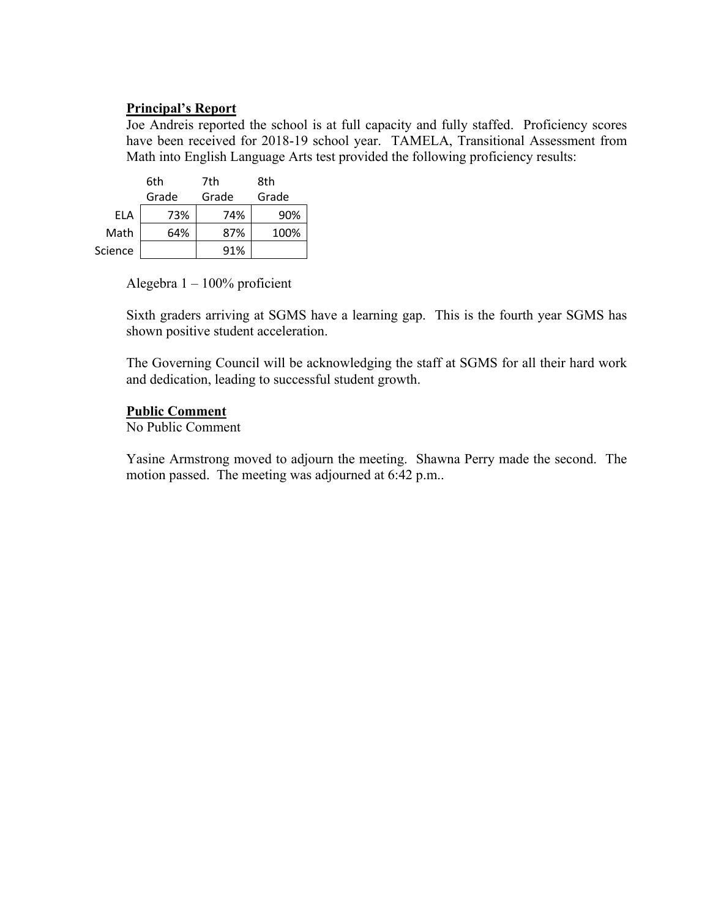**Principal's Report**

Joe Andreis reported the school is at full capacity and fully staffed. Proficiency scores have been received for 2018-19 school year. TAMELA, Transitional Assessment from Math into English Language Arts test provided the following proficiency results:

| | 6th Grade | 7th Grade | 8th Grade |
|---|---|---|---|
| ELA | 73% | 74% | 90% |
| Math | 64% | 87% | 100% |
| Science | | 91% | |

Alegebra 1 – 100% proficient

Sixth graders arriving at SGMS have a learning gap. This is the fourth year SGMS has shown positive student acceleration.

The Governing Council will be acknowledging the staff at SGMS for all their hard work and dedication, leading to successful student growth.

**Public Comment**

No Public Comment

Yasine Armstrong moved to adjourn the meeting. Shawna Perry made the second. The motion passed. The meeting was adjourned at 6:42 p.m..